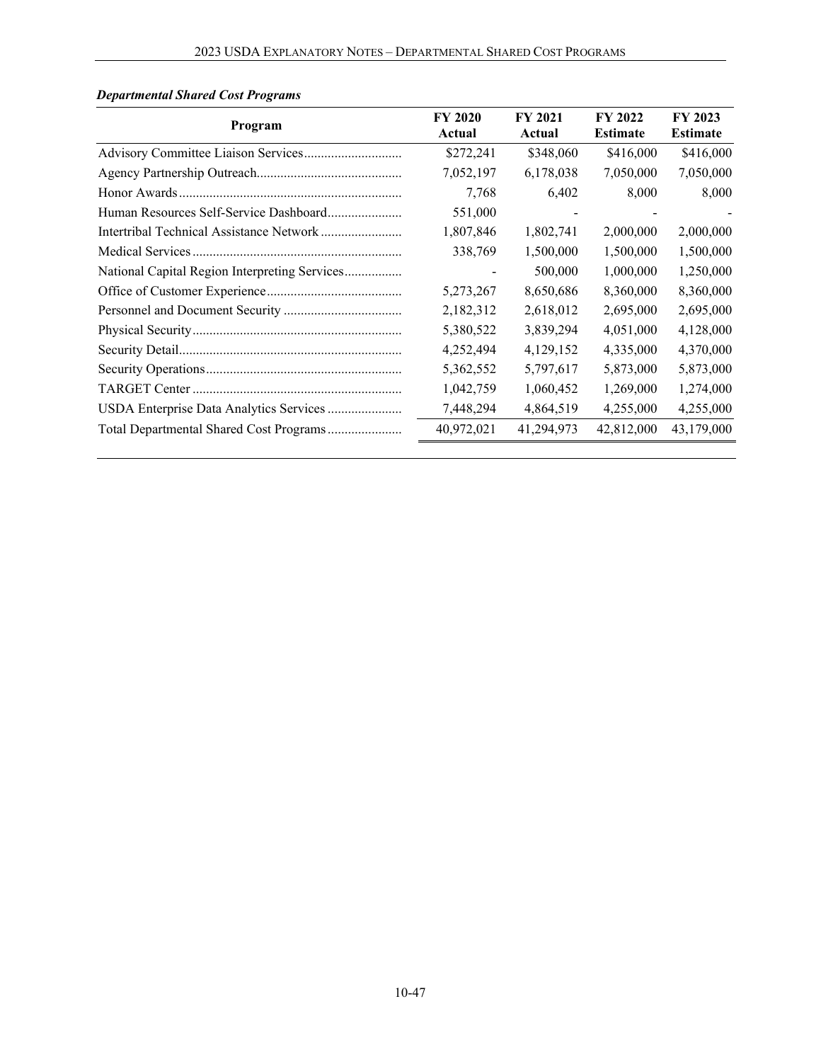*Departmental Shared Cost Programs*

| Program | FY 2020 Actual | FY 2021 Actual | FY 2022 Estimate | FY 2023 Estimate |
|---|---|---|---|---|
| Advisory Committee Liaison Services | $272,241 | $348,060 | $416,000 | $416,000 |
| Agency Partnership Outreach | 7,052,197 | 6,178,038 | 7,050,000 | 7,050,000 |
| Honor Awards | 7,768 | 6,402 | 8,000 | 8,000 |
| Human Resources Self-Service Dashboard | 551,000 | - | - | - |
| Intertribal Technical Assistance Network | 1,807,846 | 1,802,741 | 2,000,000 | 2,000,000 |
| Medical Services | 338,769 | 1,500,000 | 1,500,000 | 1,500,000 |
| National Capital Region Interpreting Services | - | 500,000 | 1,000,000 | 1,250,000 |
| Office of Customer Experience | 5,273,267 | 8,650,686 | 8,360,000 | 8,360,000 |
| Personnel and Document Security | 2,182,312 | 2,618,012 | 2,695,000 | 2,695,000 |
| Physical Security | 5,380,522 | 3,839,294 | 4,051,000 | 4,128,000 |
| Security Detail | 4,252,494 | 4,129,152 | 4,335,000 | 4,370,000 |
| Security Operations | 5,362,552 | 5,797,617 | 5,873,000 | 5,873,000 |
| TARGET Center | 1,042,759 | 1,060,452 | 1,269,000 | 1,274,000 |
| USDA Enterprise Data Analytics Services | 7,448,294 | 4,864,519 | 4,255,000 | 4,255,000 |
| Total Departmental Shared Cost Programs | 40,972,021 | 41,294,973 | 42,812,000 | 43,179,000 |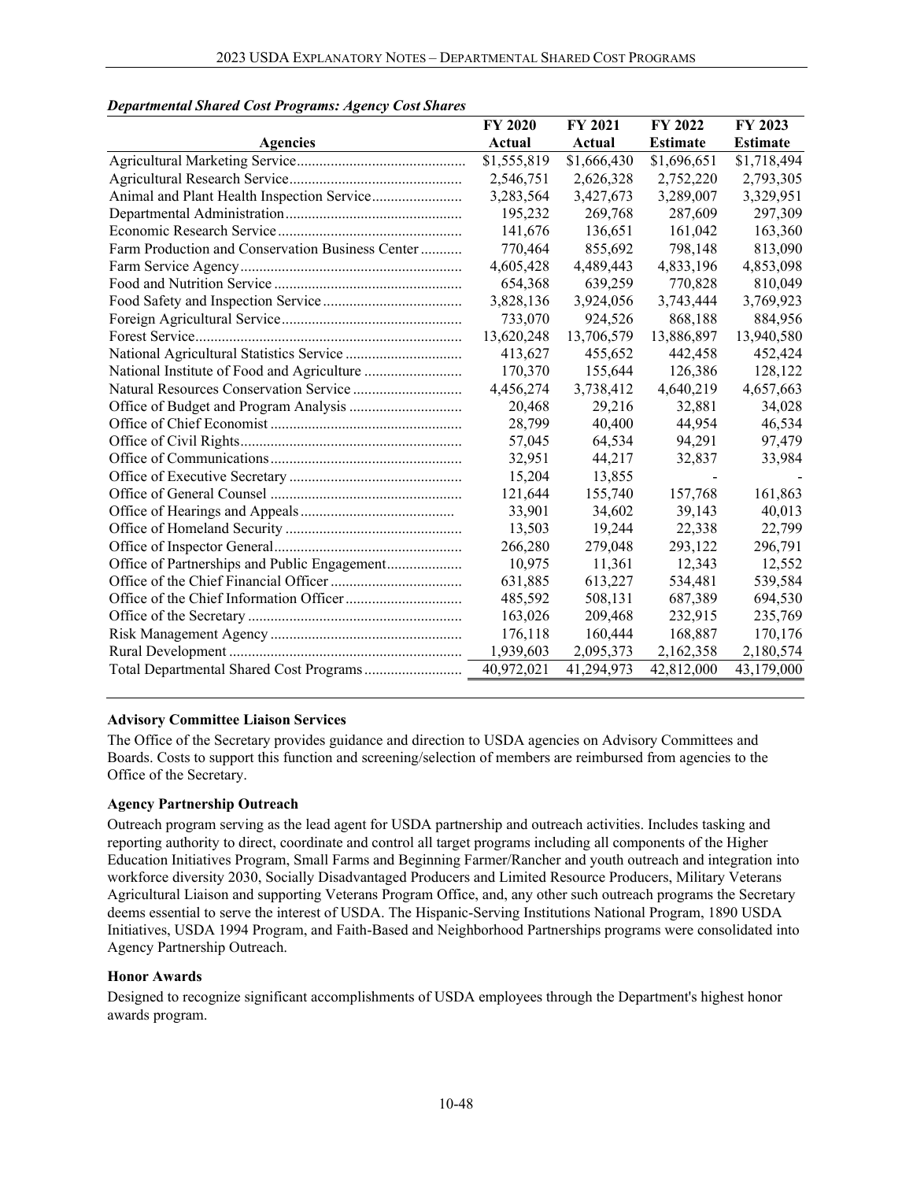*Departmental Shared Cost Programs: Agency Cost Shares*

| Agencies | FY 2020 Actual | FY 2021 Actual | FY 2022 Estimate | FY 2023 Estimate |
|---|---|---|---|---|
| Agricultural Marketing Service | $1,555,819 | $1,666,430 | $1,696,651 | $1,718,494 |
| Agricultural Research Service | 2,546,751 | 2,626,328 | 2,752,220 | 2,793,305 |
| Animal and Plant Health Inspection Service | 3,283,564 | 3,427,673 | 3,289,007 | 3,329,951 |
| Departmental Administration | 195,232 | 269,768 | 287,609 | 297,309 |
| Economic Research Service | 141,676 | 136,651 | 161,042 | 163,360 |
| Farm Production and Conservation Business Center | 770,464 | 855,692 | 798,148 | 813,090 |
| Farm Service Agency | 4,605,428 | 4,489,443 | 4,833,196 | 4,853,098 |
| Food and Nutrition Service | 654,368 | 639,259 | 770,828 | 810,049 |
| Food Safety and Inspection Service | 3,828,136 | 3,924,056 | 3,743,444 | 3,769,923 |
| Foreign Agricultural Service | 733,070 | 924,526 | 868,188 | 884,956 |
| Forest Service | 13,620,248 | 13,706,579 | 13,886,897 | 13,940,580 |
| National Agricultural Statistics Service | 413,627 | 455,652 | 442,458 | 452,424 |
| National Institute of Food and Agriculture | 170,370 | 155,644 | 126,386 | 128,122 |
| Natural Resources Conservation Service | 4,456,274 | 3,738,412 | 4,640,219 | 4,657,663 |
| Office of Budget and Program Analysis | 20,468 | 29,216 | 32,881 | 34,028 |
| Office of Chief Economist | 28,799 | 40,400 | 44,954 | 46,534 |
| Office of Civil Rights | 57,045 | 64,534 | 94,291 | 97,479 |
| Office of Communications | 32,951 | 44,217 | 32,837 | 33,984 |
| Office of Executive Secretary | 15,204 | 13,855 | - | - |
| Office of General Counsel | 121,644 | 155,740 | 157,768 | 161,863 |
| Office of Hearings and Appeals | 33,901 | 34,602 | 39,143 | 40,013 |
| Office of Homeland Security | 13,503 | 19,244 | 22,338 | 22,799 |
| Office of Inspector General | 266,280 | 279,048 | 293,122 | 296,791 |
| Office of Partnerships and Public Engagement | 10,975 | 11,361 | 12,343 | 12,552 |
| Office of the Chief Financial Officer | 631,885 | 613,227 | 534,481 | 539,584 |
| Office of the Chief Information Officer | 485,592 | 508,131 | 687,389 | 694,530 |
| Office of the Secretary | 163,026 | 209,468 | 232,915 | 235,769 |
| Risk Management Agency | 176,118 | 160,444 | 168,887 | 170,176 |
| Rural Development | 1,939,603 | 2,095,373 | 2,162,358 | 2,180,574 |
| Total Departmental Shared Cost Programs | 40,972,021 | 41,294,973 | 42,812,000 | 43,179,000 |

**Advisory Committee Liaison Services**

The Office of the Secretary provides guidance and direction to USDA agencies on Advisory Committees and Boards. Costs to support this function and screening/selection of members are reimbursed from agencies to the Office of the Secretary.

**Agency Partnership Outreach**

Outreach program serving as the lead agent for USDA partnership and outreach activities. Includes tasking and reporting authority to direct, coordinate and control all target programs including all components of the Higher Education Initiatives Program, Small Farms and Beginning Farmer/Rancher and youth outreach and integration into workforce diversity 2030, Socially Disadvantaged Producers and Limited Resource Producers, Military Veterans Agricultural Liaison and supporting Veterans Program Office, and, any other such outreach programs the Secretary deems essential to serve the interest of USDA. The Hispanic-Serving Institutions National Program, 1890 USDA Initiatives, USDA 1994 Program, and Faith-Based and Neighborhood Partnerships programs were consolidated into Agency Partnership Outreach.

**Honor Awards**

Designed to recognize significant accomplishments of USDA employees through the Department's highest honor awards program.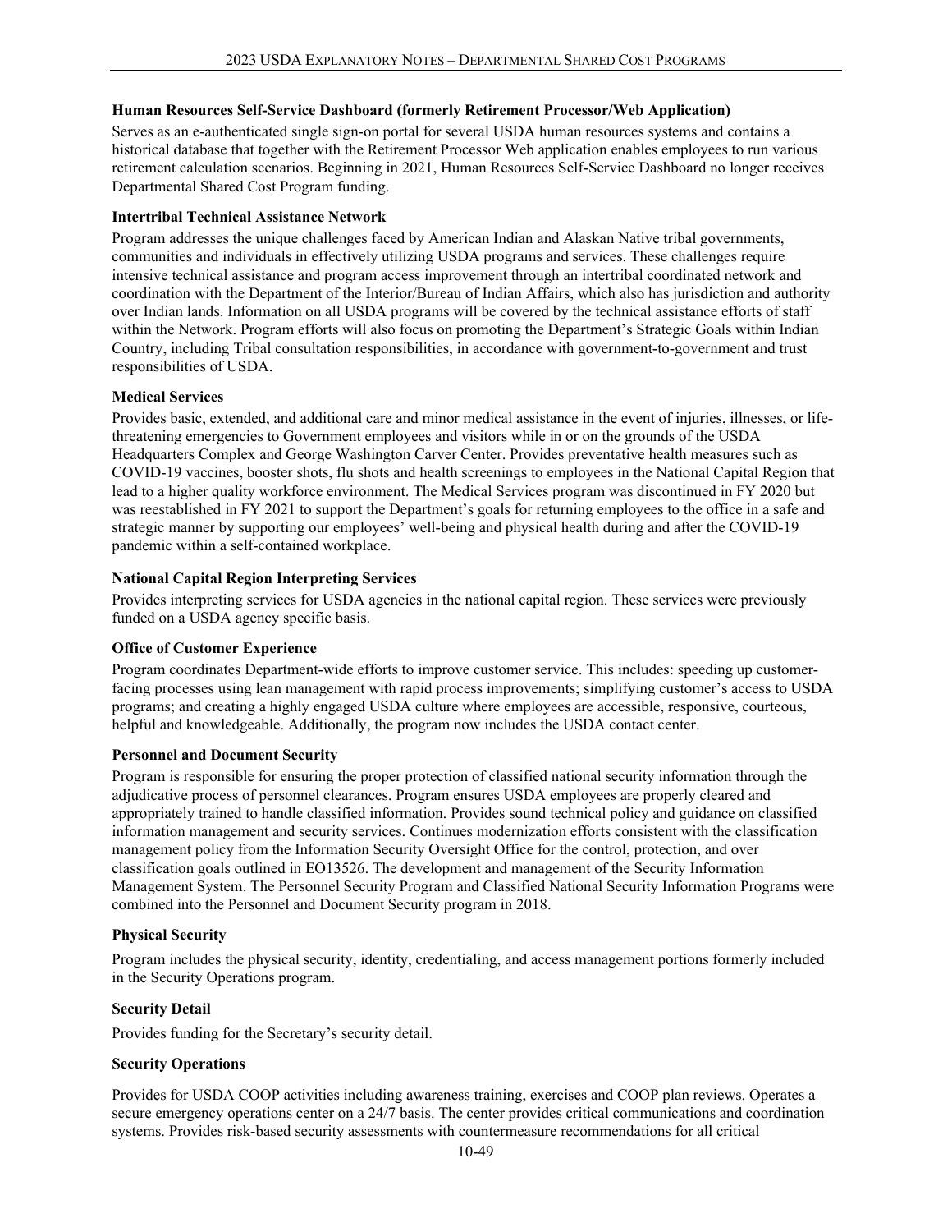**Human Resources Self-Service Dashboard (formerly Retirement Processor/Web Application)**

Serves as an e-authenticated single sign-on portal for several USDA human resources systems and contains a historical database that together with the Retirement Processor Web application enables employees to run various retirement calculation scenarios. Beginning in 2021, Human Resources Self-Service Dashboard no longer receives Departmental Shared Cost Program funding.

**Intertribal Technical Assistance Network**

Program addresses the unique challenges faced by American Indian and Alaskan Native tribal governments, communities and individuals in effectively utilizing USDA programs and services. These challenges require intensive technical assistance and program access improvement through an intertribal coordinated network and coordination with the Department of the Interior/Bureau of Indian Affairs, which also has jurisdiction and authority over Indian lands. Information on all USDA programs will be covered by the technical assistance efforts of staff within the Network. Program efforts will also focus on promoting the Department's Strategic Goals within Indian Country, including Tribal consultation responsibilities, in accordance with government-to-government and trust responsibilities of USDA.

**Medical Services**

Provides basic, extended, and additional care and minor medical assistance in the event of injuries, illnesses, or life-threatening emergencies to Government employees and visitors while in or on the grounds of the USDA Headquarters Complex and George Washington Carver Center. Provides preventative health measures such as COVID-19 vaccines, booster shots, flu shots and health screenings to employees in the National Capital Region that lead to a higher quality workforce environment. The Medical Services program was discontinued in FY 2020 but was reestablished in FY 2021 to support the Department's goals for returning employees to the office in a safe and strategic manner by supporting our employees' well-being and physical health during and after the COVID-19 pandemic within a self-contained workplace.

**National Capital Region Interpreting Services**

Provides interpreting services for USDA agencies in the national capital region. These services were previously funded on a USDA agency specific basis.

**Office of Customer Experience**

Program coordinates Department-wide efforts to improve customer service. This includes: speeding up customer-facing processes using lean management with rapid process improvements; simplifying customer's access to USDA programs; and creating a highly engaged USDA culture where employees are accessible, responsive, courteous, helpful and knowledgeable. Additionally, the program now includes the USDA contact center.

**Personnel and Document Security**

Program is responsible for ensuring the proper protection of classified national security information through the adjudicative process of personnel clearances. Program ensures USDA employees are properly cleared and appropriately trained to handle classified information. Provides sound technical policy and guidance on classified information management and security services. Continues modernization efforts consistent with the classification management policy from the Information Security Oversight Office for the control, protection, and over classification goals outlined in EO13526. The development and management of the Security Information Management System. The Personnel Security Program and Classified National Security Information Programs were combined into the Personnel and Document Security program in 2018.

**Physical Security**

Program includes the physical security, identity, credentialing, and access management portions formerly included in the Security Operations program.

**Security Detail**

Provides funding for the Secretary's security detail.

**Security Operations**

Provides for USDA COOP activities including awareness training, exercises and COOP plan reviews. Operates a secure emergency operations center on a 24/7 basis. The center provides critical communications and coordination systems. Provides risk-based security assessments with countermeasure recommendations for all critical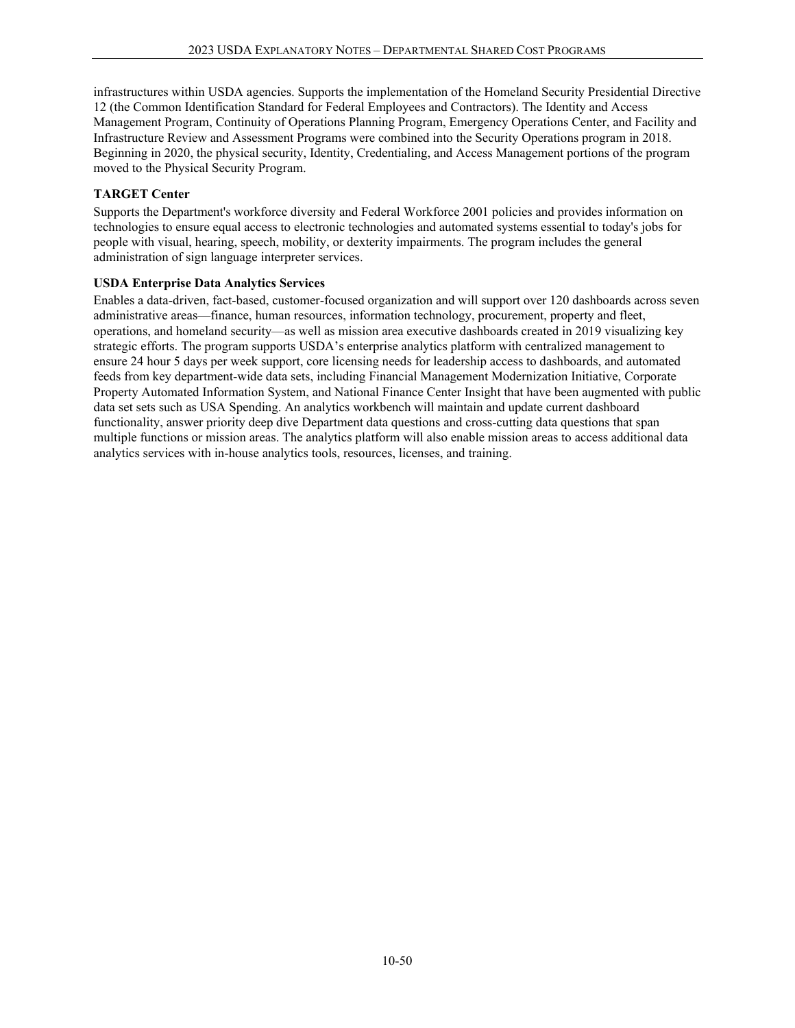infrastructures within USDA agencies. Supports the implementation of the Homeland Security Presidential Directive 12 (the Common Identification Standard for Federal Employees and Contractors). The Identity and Access Management Program, Continuity of Operations Planning Program, Emergency Operations Center, and Facility and Infrastructure Review and Assessment Programs were combined into the Security Operations program in 2018. Beginning in 2020, the physical security, Identity, Credentialing, and Access Management portions of the program moved to the Physical Security Program.

**TARGET Center**

Supports the Department's workforce diversity and Federal Workforce 2001 policies and provides information on technologies to ensure equal access to electronic technologies and automated systems essential to today's jobs for people with visual, hearing, speech, mobility, or dexterity impairments. The program includes the general administration of sign language interpreter services.

**USDA Enterprise Data Analytics Services**

Enables a data-driven, fact-based, customer-focused organization and will support over 120 dashboards across seven administrative areas—finance, human resources, information technology, procurement, property and fleet, operations, and homeland security—as well as mission area executive dashboards created in 2019 visualizing key strategic efforts. The program supports USDA's enterprise analytics platform with centralized management to ensure 24 hour 5 days per week support, core licensing needs for leadership access to dashboards, and automated feeds from key department-wide data sets, including Financial Management Modernization Initiative, Corporate Property Automated Information System, and National Finance Center Insight that have been augmented with public data set sets such as USA Spending. An analytics workbench will maintain and update current dashboard functionality, answer priority deep dive Department data questions and cross-cutting data questions that span multiple functions or mission areas. The analytics platform will also enable mission areas to access additional data analytics services with in-house analytics tools, resources, licenses, and training.